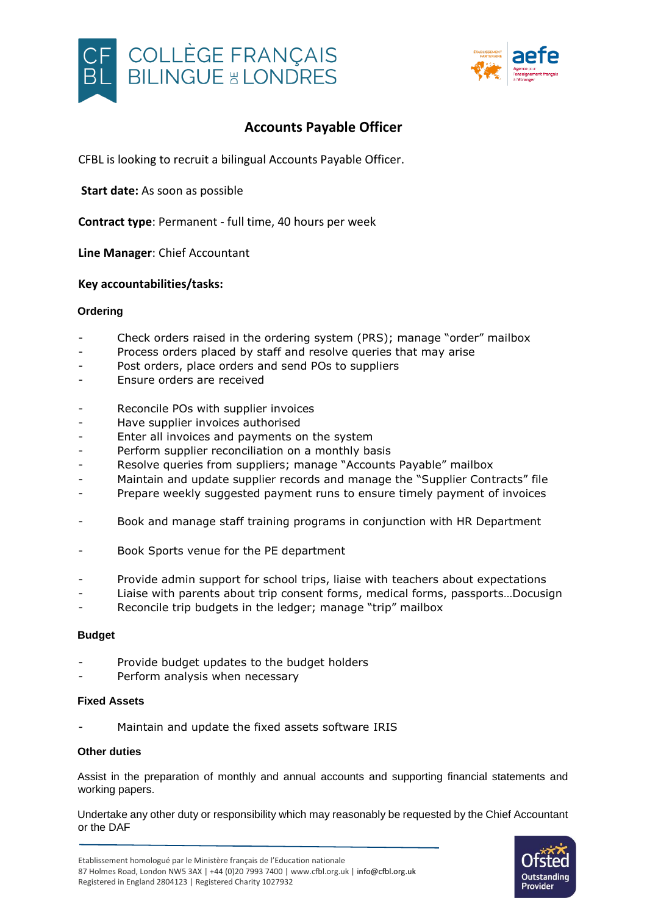# Accounts Payable Officer

CFBL is looking to recruit a bilingual Accounts Payable Officer.

**Start date:** As soon as possible

**Contract type**: Permanent - full time, 40 hours per week

**Line Manager**: Chief Accountant

**Key accountabilities/tasks:**

### Ordering

- Check orders raised in the ordering system (PRS); manage "order" mailbox
- Process orders placed by staff and resolve queries that may arise
- Post orders, place orders and send POs to suppliers
- Ensure orders are received

- Reconcile POs with supplier invoices
- Have supplier invoices authorised
- Enter all invoices and payments on the system
- Perform supplier reconciliation on a monthly basis
- Resolve queries from suppliers; manage "Accounts Payable" mailbox
- Maintain and update supplier records and manage the "Supplier Contracts" file
- Prepare weekly suggested payment runs to ensure timely payment of invoices

- Book and manage staff training programs in conjunction with HR Department

- Book Sports venue for the PE department

- Provide admin support for school trips, liaise with teachers about expectations
- Liaise with parents about trip consent forms, medical forms, passports…Docusign
- Reconcile trip budgets in the ledger; manage "trip" mailbox

### Budget

- Provide budget updates to the budget holders
- Perform analysis when necessary

### Fixed Assets

- Maintain and update the fixed assets software IRIS

### Other duties

Assist in the preparation of monthly and annual accounts and supporting financial statements and working papers.

Undertake any other duty or responsibility which may reasonably be requested by the Chief Accountant or the DAF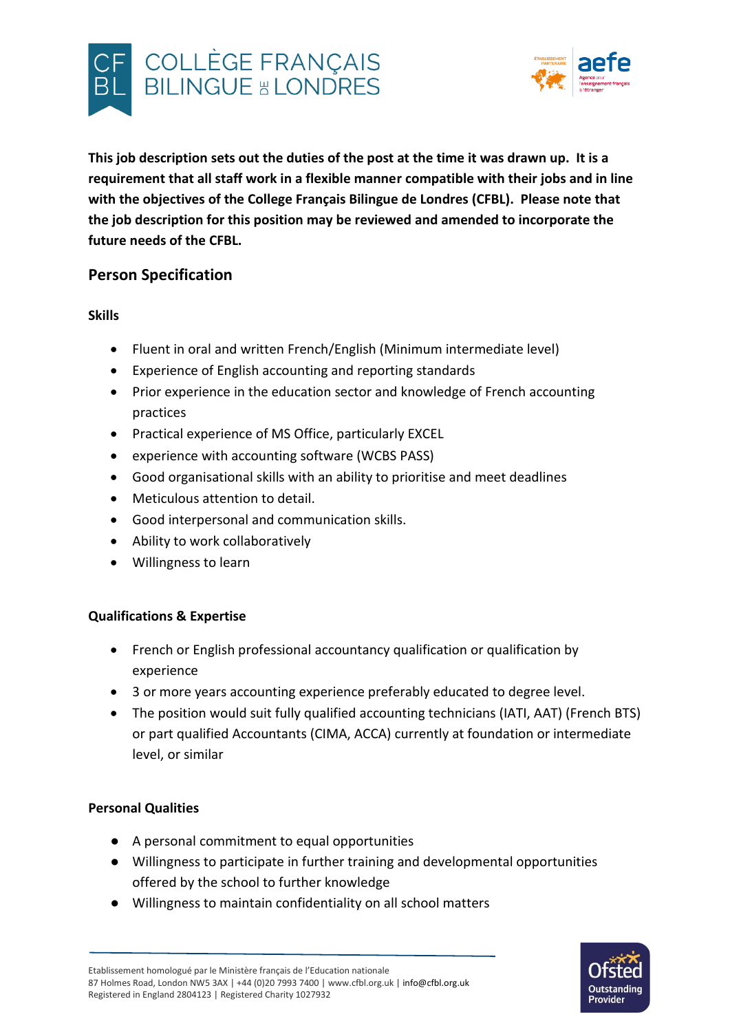**This job description sets out the duties of the post at the time it was drawn up. It is a requirement that all staff work in a flexible manner compatible with their jobs and in line with the objectives of the College Français Bilingue de Londres (CFBL). Please note that the job description for this position may be reviewed and amended to incorporate the future needs of the CFBL.**

## Person Specification

### Skills

- Fluent in oral and written French/English (Minimum intermediate level)
- Experience of English accounting and reporting standards
- Prior experience in the education sector and knowledge of French accounting practices
- Practical experience of MS Office, particularly EXCEL
- experience with accounting software (WCBS PASS)
- Good organisational skills with an ability to prioritise and meet deadlines
- Meticulous attention to detail.
- Good interpersonal and communication skills.
- Ability to work collaboratively
- Willingness to learn

### Qualifications & Expertise

- French or English professional accountancy qualification or qualification by experience
- 3 or more years accounting experience preferably educated to degree level.
- The position would suit fully qualified accounting technicians (IATI, AAT) (French BTS) or part qualified Accountants (CIMA, ACCA) currently at foundation or intermediate level, or similar

### Personal Qualities

- A personal commitment to equal opportunities
- Willingness to participate in further training and developmental opportunities offered by the school to further knowledge
- Willingness to maintain confidentiality on all school matters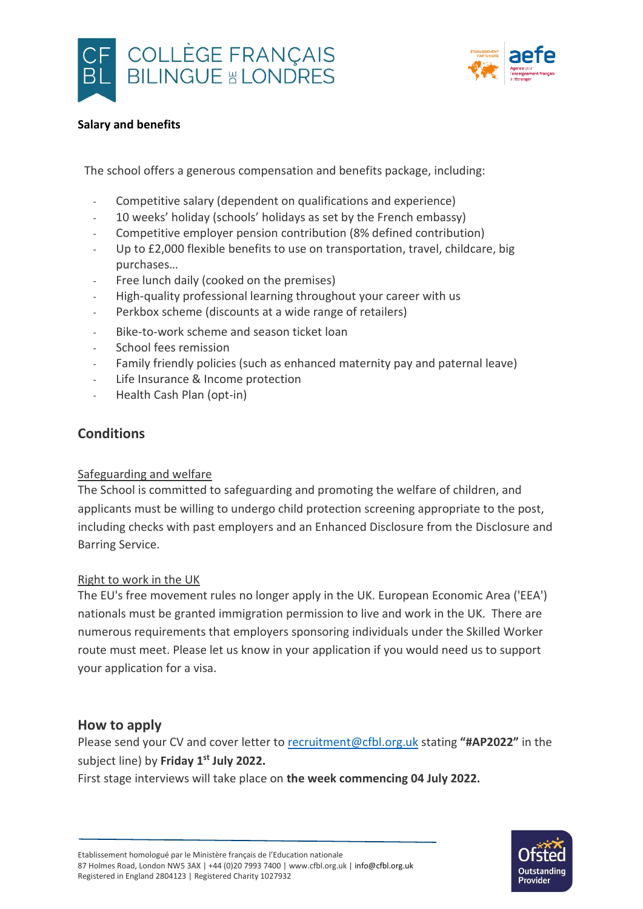**Salary and benefits**

The school offers a generous compensation and benefits package, including:

- Competitive salary (dependent on qualifications and experience)
- 10 weeks' holiday (schools' holidays as set by the French embassy)
- Competitive employer pension contribution (8% defined contribution)
- Up to £2,000 flexible benefits to use on transportation, travel, childcare, big purchases…
- Free lunch daily (cooked on the premises)
- High-quality professional learning throughout your career with us
- Perkbox scheme (discounts at a wide range of retailers)
- Bike-to-work scheme and season ticket loan
- School fees remission
- Family friendly policies (such as enhanced maternity pay and paternal leave)
- Life Insurance & Income protection
- Health Cash Plan (opt-in)

## Conditions

Safeguarding and welfare

The School is committed to safeguarding and promoting the welfare of children, and applicants must be willing to undergo child protection screening appropriate to the post, including checks with past employers and an Enhanced Disclosure from the Disclosure and Barring Service.

Right to work in the UK

The EU's free movement rules no longer apply in the UK. European Economic Area ('EEA') nationals must be granted immigration permission to live and work in the UK. There are numerous requirements that employers sponsoring individuals under the Skilled Worker route must meet. Please let us know in your application if you would need us to support your application for a visa.

## How to apply

Please send your CV and cover letter to recruitment@cfbl.org.uk stating **"#AP2022"** in the subject line) by **Friday 1st July 2022.**

First stage interviews will take place on **the week commencing 04 July 2022.**

Etablissement homologué par le Ministère français de l'Education nationale
87 Holmes Road, London NW5 3AX | +44 (0)20 7993 7400 | www.cfbl.org.uk | info@cfbl.org.uk
Registered in England 2804123 | Registered Charity 1027932